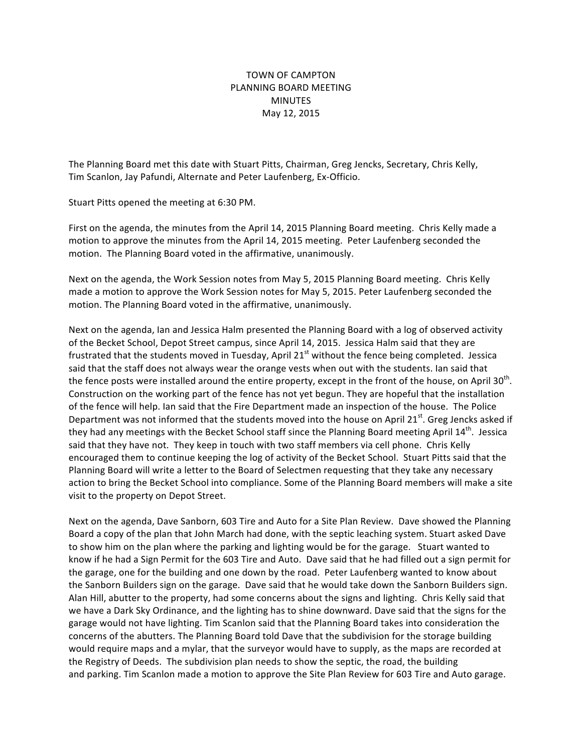# TOWN OF CAMPTON
## PLANNING BOARD MEETING
## MINUTES
## May 12, 2015

The Planning Board met this date with Stuart Pitts, Chairman, Greg Jencks, Secretary, Chris Kelly, Tim Scanlon, Jay Pafundi, Alternate and Peter Laufenberg, Ex-Officio.

Stuart Pitts opened the meeting at 6:30 PM.

First on the agenda, the minutes from the April 14, 2015 Planning Board meeting. Chris Kelly made a motion to approve the minutes from the April 14, 2015 meeting. Peter Laufenberg seconded the motion. The Planning Board voted in the affirmative, unanimously.

Next on the agenda, the Work Session notes from May 5, 2015 Planning Board meeting. Chris Kelly made a motion to approve the Work Session notes for May 5, 2015. Peter Laufenberg seconded the motion. The Planning Board voted in the affirmative, unanimously.

Next on the agenda, Ian and Jessica Halm presented the Planning Board with a log of observed activity of the Becket School, Depot Street campus, since April 14, 2015. Jessica Halm said that they are frustrated that the students moved in Tuesday, April 21st without the fence being completed. Jessica said that the staff does not always wear the orange vests when out with the students. Ian said that the fence posts were installed around the entire property, except in the front of the house, on April 30th. Construction on the working part of the fence has not yet begun. They are hopeful that the installation of the fence will help. Ian said that the Fire Department made an inspection of the house. The Police Department was not informed that the students moved into the house on April 21st. Greg Jencks asked if they had any meetings with the Becket School staff since the Planning Board meeting April 14th. Jessica said that they have not. They keep in touch with two staff members via cell phone. Chris Kelly encouraged them to continue keeping the log of activity of the Becket School. Stuart Pitts said that the Planning Board will write a letter to the Board of Selectmen requesting that they take any necessary action to bring the Becket School into compliance. Some of the Planning Board members will make a site visit to the property on Depot Street.

Next on the agenda, Dave Sanborn, 603 Tire and Auto for a Site Plan Review. Dave showed the Planning Board a copy of the plan that John March had done, with the septic leaching system. Stuart asked Dave to show him on the plan where the parking and lighting would be for the garage. Stuart wanted to know if he had a Sign Permit for the 603 Tire and Auto. Dave said that he had filled out a sign permit for the garage, one for the building and one down by the road. Peter Laufenberg wanted to know about the Sanborn Builders sign on the garage. Dave said that he would take down the Sanborn Builders sign. Alan Hill, abutter to the property, had some concerns about the signs and lighting. Chris Kelly said that we have a Dark Sky Ordinance, and the lighting has to shine downward. Dave said that the signs for the garage would not have lighting. Tim Scanlon said that the Planning Board takes into consideration the concerns of the abutters. The Planning Board told Dave that the subdivision for the storage building would require maps and a mylar, that the surveyor would have to supply, as the maps are recorded at the Registry of Deeds. The subdivision plan needs to show the septic, the road, the building and parking. Tim Scanlon made a motion to approve the Site Plan Review for 603 Tire and Auto garage.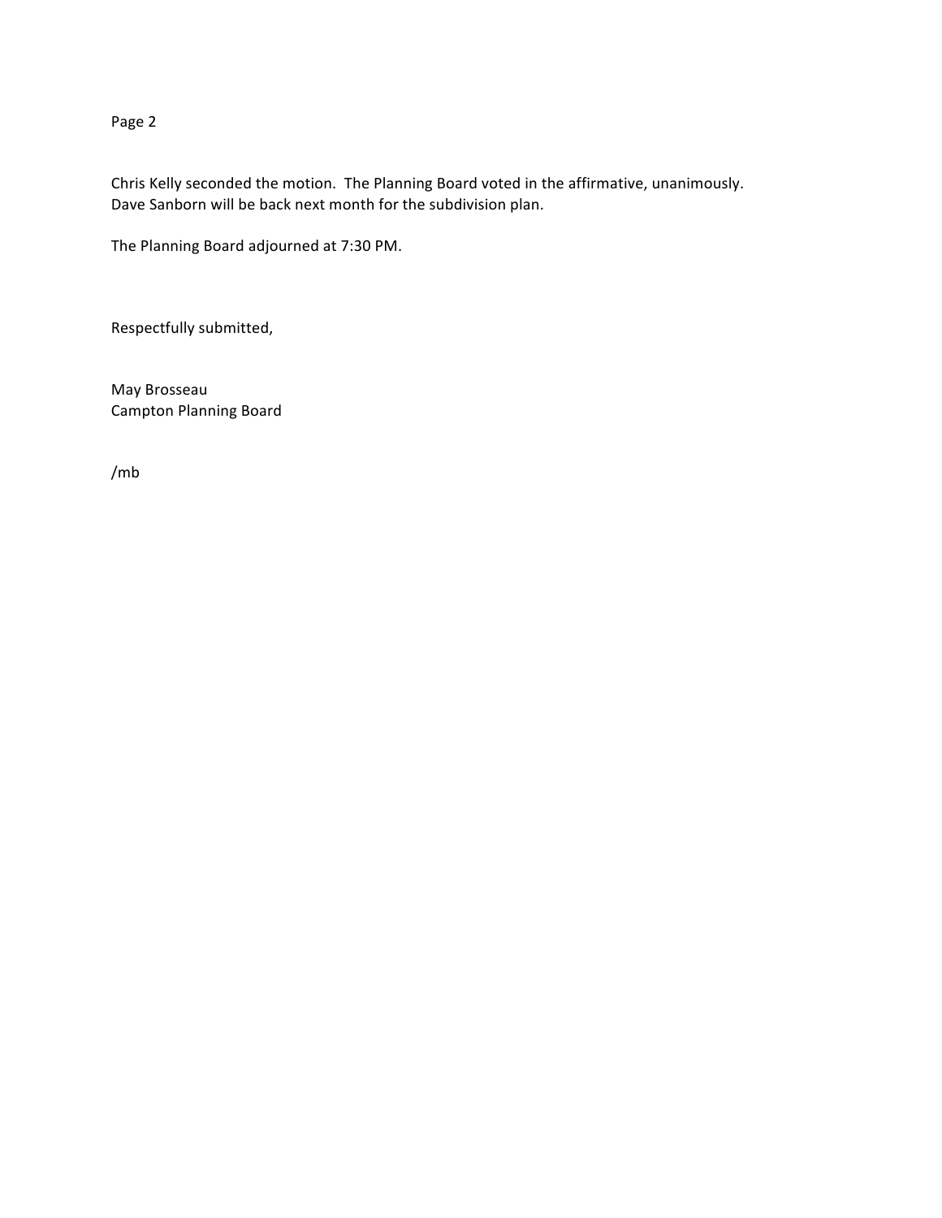Chris Kelly seconded the motion. The Planning Board voted in the affirmative, unanimously. Dave Sanborn will be back next month for the subdivision plan.

The Planning Board adjourned at 7:30 PM.

Respectfully submitted,

May Brosseau
Campton Planning Board

/mb